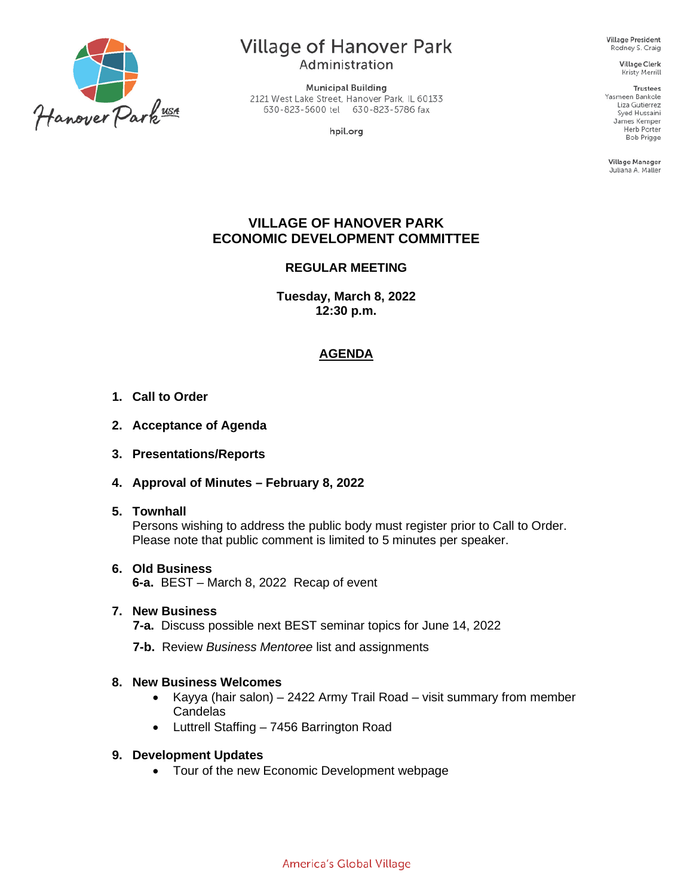Village of Hanover Park
Administration

Municipal Building
2121 West Lake Street, Hanover Park, IL 60133
630-823-5600 tel 630-823-5786 fax

hpil.org

Village President
Rodney S. Craig

Village Clerk
Kristy Merrill

Trustees
Yasmeen Bankole
Liza Gutierrez
Syed Hussaini
James Kemper
Herb Porter
Bob Prigge

Village Manager
Juliana A. Maller

# VILLAGE OF HANOVER PARK
# ECONOMIC DEVELOPMENT COMMITTEE

## REGULAR MEETING

**Tuesday, March 8, 2022**
**12:30 p.m.**

## AGENDA

1. **Call to Order**

2. **Acceptance of Agenda**

3. **Presentations/Reports**

4. **Approval of Minutes – February 8, 2022**

5. **Townhall**
   Persons wishing to address the public body must register prior to Call to Order. Please note that public comment is limited to 5 minutes per speaker.

6. **Old Business**
   **6-a.** BEST – March 8, 2022 Recap of event

7. **New Business**
   **7-a.** Discuss possible next BEST seminar topics for June 14, 2022

   **7-b.** Review *Business Mentoree* list and assignments

8. **New Business Welcomes**
   - Kayya (hair salon) – 2422 Army Trail Road – visit summary from member Candelas
   - Luttrell Staffing – 7456 Barrington Road

9. **Development Updates**
   - Tour of the new Economic Development webpage

America's Global Village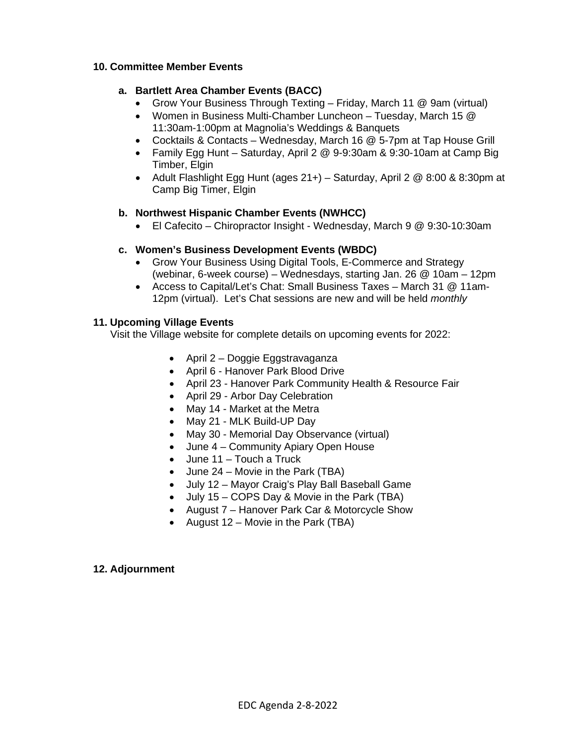## 10. Committee Member Events

### a. Bartlett Area Chamber Events (BACC)

- Grow Your Business Through Texting – Friday, March 11 @ 9am (virtual)
- Women in Business Multi-Chamber Luncheon – Tuesday, March 15 @ 11:30am-1:00pm at Magnolia's Weddings & Banquets
- Cocktails & Contacts – Wednesday, March 16 @ 5-7pm at Tap House Grill
- Family Egg Hunt – Saturday, April 2 @ 9-9:30am & 9:30-10am at Camp Big Timber, Elgin
- Adult Flashlight Egg Hunt (ages 21+) – Saturday, April 2 @ 8:00 & 8:30pm at Camp Big Timer, Elgin

### b. Northwest Hispanic Chamber Events (NWHCC)

- El Cafecito – Chiropractor Insight - Wednesday, March 9 @ 9:30-10:30am

### c. Women's Business Development Events (WBDC)

- Grow Your Business Using Digital Tools, E-Commerce and Strategy (webinar, 6-week course) – Wednesdays, starting Jan. 26 @ 10am – 12pm
- Access to Capital/Let's Chat: Small Business Taxes – March 31 @ 11am-12pm (virtual). Let's Chat sessions are new and will be held *monthly*

## 11. Upcoming Village Events

Visit the Village website for complete details on upcoming events for 2022:

- April 2 – Doggie Eggstravaganza
- April 6 - Hanover Park Blood Drive
- April 23 - Hanover Park Community Health & Resource Fair
- April 29 - Arbor Day Celebration
- May 14 - Market at the Metra
- May 21 - MLK Build-UP Day
- May 30 - Memorial Day Observance (virtual)
- June 4 – Community Apiary Open House
- June 11 – Touch a Truck
- June 24 – Movie in the Park (TBA)
- July 12 – Mayor Craig's Play Ball Baseball Game
- July 15 – COPS Day & Movie in the Park (TBA)
- August 7 – Hanover Park Car & Motorcycle Show
- August 12 – Movie in the Park (TBA)

## 12. Adjournment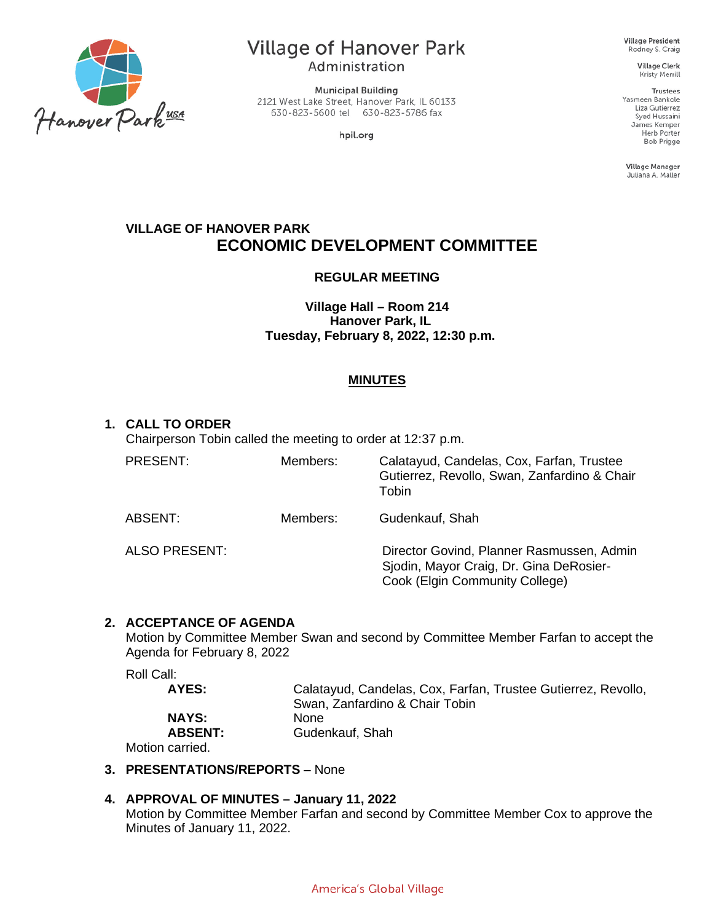Village of Hanover Park
Administration

Municipal Building
2121 West Lake Street, Hanover Park, IL 60133
630-823-5600 tel 630-823-5786 fax

hpil.org

Village President
Rodney S. Craig

Village Clerk
Kristy Merrill

Trustees
Yasmeen Bankole
Liza Gutierrez
Syed Hussaini
James Kemper
Herb Porter
Bob Prigge

Village Manager
Juliana A. Maller

**VILLAGE OF HANOVER PARK**

# ECONOMIC DEVELOPMENT COMMITTEE

**REGULAR MEETING**

**Village Hall – Room 214**
**Hanover Park, IL**
**Tuesday, February 8, 2022, 12:30 p.m.**

## MINUTES

**1. CALL TO ORDER**

Chairperson Tobin called the meeting to order at 12:37 p.m.

| | | |
|---|---|---|
| PRESENT: | Members: | Calatayud, Candelas, Cox, Farfan, Trustee Gutierrez, Revollo, Swan, Zanfardino & Chair Tobin |
| ABSENT: | Members: | Gudenkauf, Shah |
| ALSO PRESENT: | | Director Govind, Planner Rasmussen, Admin Sjodin, Mayor Craig, Dr. Gina DeRosier-Cook (Elgin Community College) |

**2. ACCEPTANCE OF AGENDA**

Motion by Committee Member Swan and second by Committee Member Farfan to accept the Agenda for February 8, 2022

Roll Call:

| | |
|---|---|
| **AYES:** | Calatayud, Candelas, Cox, Farfan, Trustee Gutierrez, Revollo, Swan, Zanfardino & Chair Tobin |
| **NAYS:** | None |
| **ABSENT:** | Gudenkauf, Shah |

Motion carried.

**3. PRESENTATIONS/REPORTS** – None

**4. APPROVAL OF MINUTES – January 11, 2022**

Motion by Committee Member Farfan and second by Committee Member Cox to approve the Minutes of January 11, 2022.

America's Global Village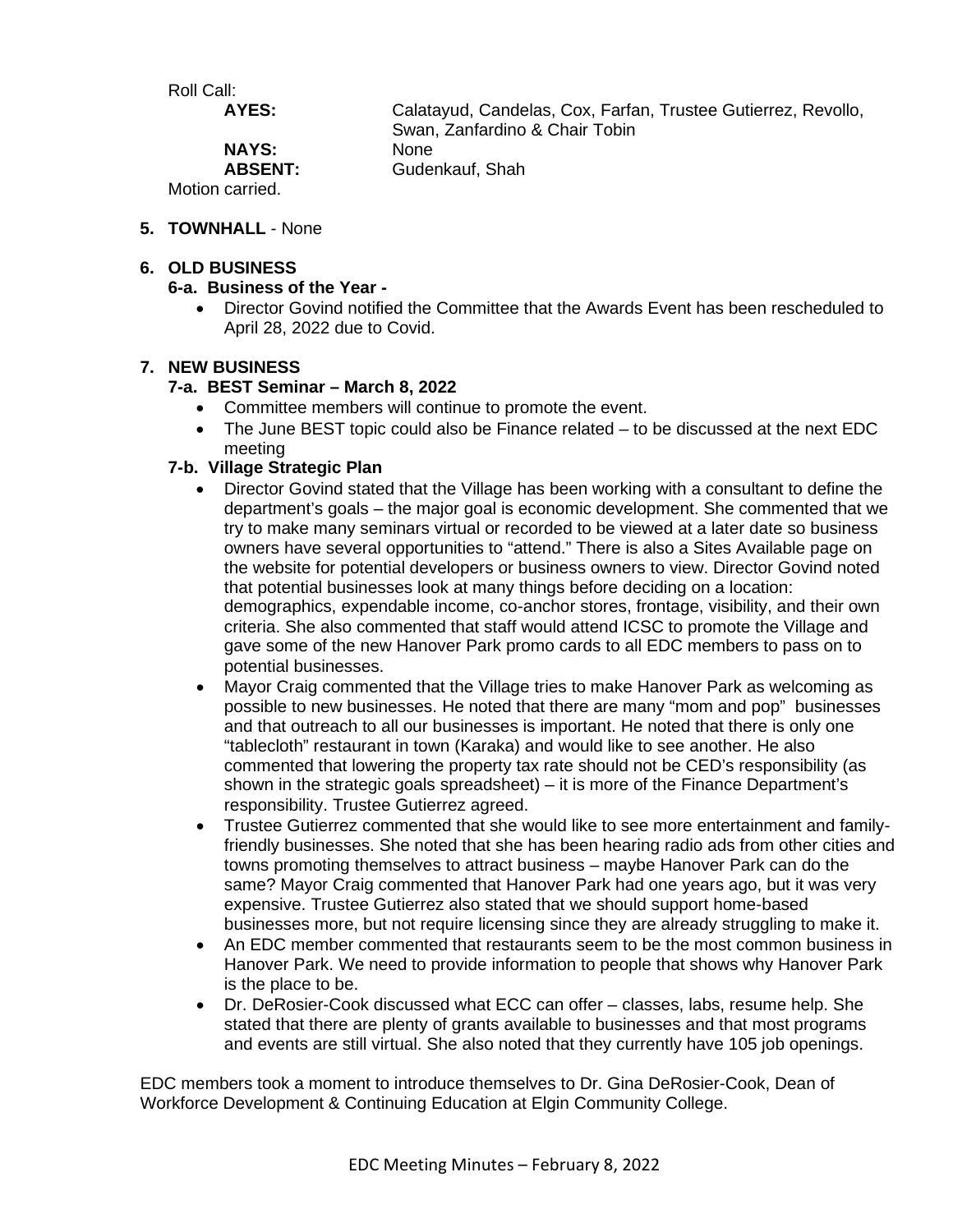Roll Call:

**AYES:** Calatayud, Candelas, Cox, Farfan, Trustee Gutierrez, Revollo, Swan, Zanfardino & Chair Tobin
**NAYS:** None
**ABSENT:** Gudenkauf, Shah

Motion carried.

**5. TOWNHALL** - None

**6. OLD BUSINESS**

**6-a. Business of the Year -**

- Director Govind notified the Committee that the Awards Event has been rescheduled to April 28, 2022 due to Covid.

**7. NEW BUSINESS**

**7-a. BEST Seminar – March 8, 2022**

- Committee members will continue to promote the event.
- The June BEST topic could also be Finance related – to be discussed at the next EDC meeting

**7-b. Village Strategic Plan**

- Director Govind stated that the Village has been working with a consultant to define the department's goals – the major goal is economic development. She commented that we try to make many seminars virtual or recorded to be viewed at a later date so business owners have several opportunities to "attend." There is also a Sites Available page on the website for potential developers or business owners to view. Director Govind noted that potential businesses look at many things before deciding on a location: demographics, expendable income, co-anchor stores, frontage, visibility, and their own criteria. She also commented that staff would attend ICSC to promote the Village and gave some of the new Hanover Park promo cards to all EDC members to pass on to potential businesses.
- Mayor Craig commented that the Village tries to make Hanover Park as welcoming as possible to new businesses. He noted that there are many "mom and pop" businesses and that outreach to all our businesses is important. He noted that there is only one "tablecloth" restaurant in town (Karaka) and would like to see another. He also commented that lowering the property tax rate should not be CED's responsibility (as shown in the strategic goals spreadsheet) – it is more of the Finance Department's responsibility. Trustee Gutierrez agreed.
- Trustee Gutierrez commented that she would like to see more entertainment and family-friendly businesses. She noted that she has been hearing radio ads from other cities and towns promoting themselves to attract business – maybe Hanover Park can do the same? Mayor Craig commented that Hanover Park had one years ago, but it was very expensive. Trustee Gutierrez also stated that we should support home-based businesses more, but not require licensing since they are already struggling to make it.
- An EDC member commented that restaurants seem to be the most common business in Hanover Park. We need to provide information to people that shows why Hanover Park is the place to be.
- Dr. DeRosier-Cook discussed what ECC can offer – classes, labs, resume help. She stated that there are plenty of grants available to businesses and that most programs and events are still virtual. She also noted that they currently have 105 job openings.

EDC members took a moment to introduce themselves to Dr. Gina DeRosier-Cook, Dean of Workforce Development & Continuing Education at Elgin Community College.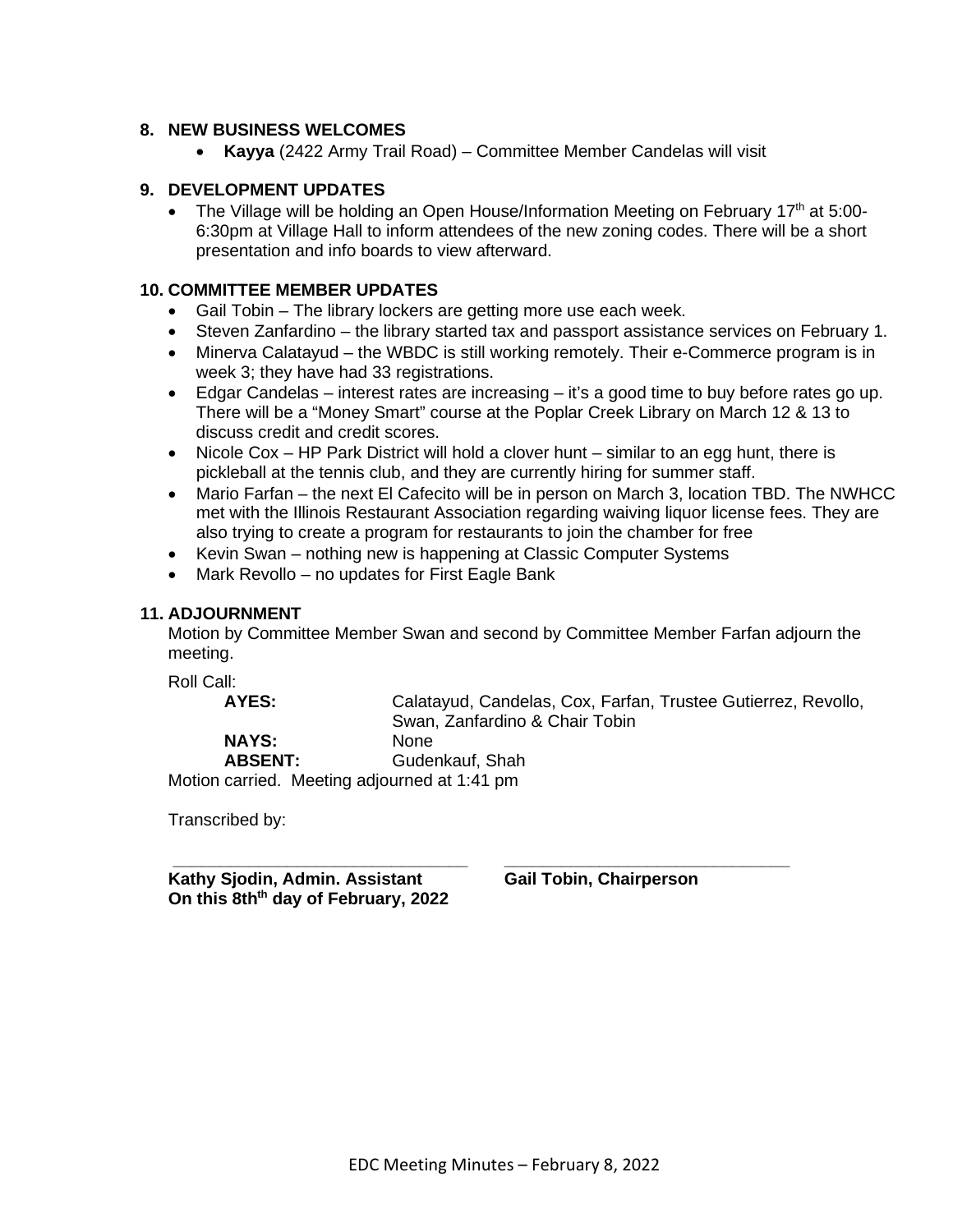## 8. NEW BUSINESS WELCOMES

- **Kayya** (2422 Army Trail Road) – Committee Member Candelas will visit

## 9. DEVELOPMENT UPDATES

- The Village will be holding an Open House/Information Meeting on February 17th at 5:00-6:30pm at Village Hall to inform attendees of the new zoning codes. There will be a short presentation and info boards to view afterward.

## 10. COMMITTEE MEMBER UPDATES

- Gail Tobin – The library lockers are getting more use each week.
- Steven Zanfardino – the library started tax and passport assistance services on February 1.
- Minerva Calatayud – the WBDC is still working remotely. Their e-Commerce program is in week 3; they have had 33 registrations.
- Edgar Candelas – interest rates are increasing – it's a good time to buy before rates go up. There will be a "Money Smart" course at the Poplar Creek Library on March 12 & 13 to discuss credit and credit scores.
- Nicole Cox – HP Park District will hold a clover hunt – similar to an egg hunt, there is pickleball at the tennis club, and they are currently hiring for summer staff.
- Mario Farfan – the next El Cafecito will be in person on March 3, location TBD. The NWHCC met with the Illinois Restaurant Association regarding waiving liquor license fees. They are also trying to create a program for restaurants to join the chamber for free
- Kevin Swan – nothing new is happening at Classic Computer Systems
- Mark Revollo – no updates for First Eagle Bank

## 11. ADJOURNMENT

Motion by Committee Member Swan and second by Committee Member Farfan adjourn the meeting.

Roll Call:

**AYES:** Calatayud, Candelas, Cox, Farfan, Trustee Gutierrez, Revollo, Swan, Zanfardino & Chair Tobin

**NAYS:** None

**ABSENT:** Gudenkauf, Shah

Motion carried. Meeting adjourned at 1:41 pm

Transcribed by:

\_\_\_\_\_\_\_\_\_\_\_\_\_\_\_\_\_\_\_\_\_\_\_\_\_\_\_\_\_\_\_\_ \_\_\_\_\_\_\_\_\_\_\_\_\_\_\_\_\_\_\_\_\_\_\_\_\_\_\_\_\_\_\_\_

**Kathy Sjodin, Admin. Assistant** **Gail Tobin, Chairperson**

**On this 8thth day of February, 2022**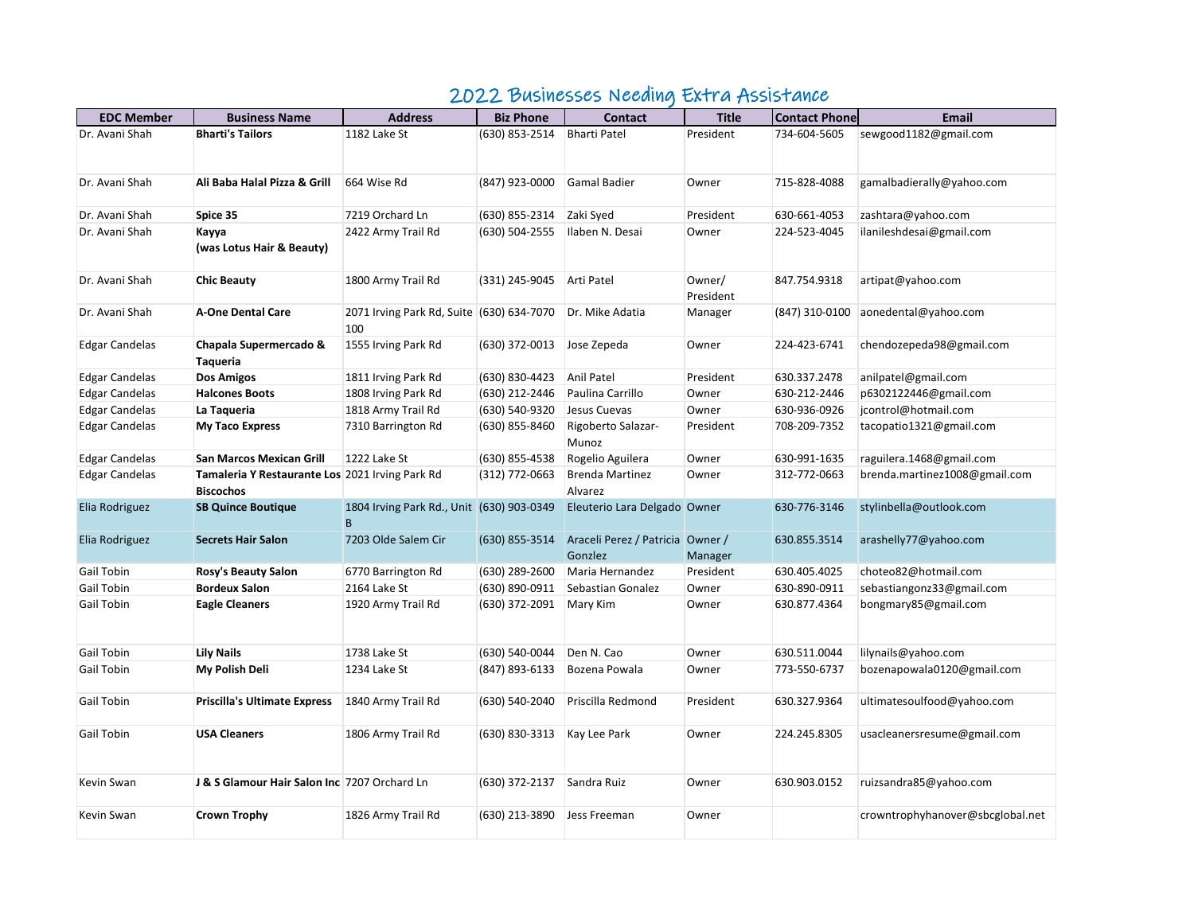# 2022 Businesses Needing Extra Assistance

| EDC Member | Business Name | Address | Biz Phone | Contact | Title | Contact Phone | Email |
|---|---|---|---|---|---|---|---|
| Dr. Avani Shah | **Bharti's Tailors** | 1182 Lake St | (630) 853-2514 | Bharti Patel | President | 734-604-5605 | sewgood1182@gmail.com |
| Dr. Avani Shah | **Ali Baba Halal Pizza & Grill** | 664 Wise Rd | (847) 923-0000 | Gamal Badier | Owner | 715-828-4088 | gamalbadierally@yahoo.com |
| Dr. Avani Shah | **Spice 35** | 7219 Orchard Ln | (630) 855-2314 | Zaki Syed | President | 630-661-4053 | zashtara@yahoo.com |
| Dr. Avani Shah | **Kayya (was Lotus Hair & Beauty)** | 2422 Army Trail Rd | (630) 504-2555 | Ilaben N. Desai | Owner | 224-523-4045 | ilanileshdesai@gmail.com |
| Dr. Avani Shah | **Chic Beauty** | 1800 Army Trail Rd | (331) 245-9045 | Arti Patel | Owner/ President | 847.754.9318 | artipat@yahoo.com |
| Dr. Avani Shah | **A-One Dental Care** | 2071 Irving Park Rd, Suite 100 | (630) 634-7070 | Dr. Mike Adatia | Manager | (847) 310-0100 | aonedental@yahoo.com |
| Edgar Candelas | **Chapala Supermercado & Taqueria** | 1555 Irving Park Rd | (630) 372-0013 | Jose Zepeda | Owner | 224-423-6741 | chendozepeda98@gmail.com |
| Edgar Candelas | **Dos Amigos** | 1811 Irving Park Rd | (630) 830-4423 | Anil Patel | President | 630.337.2478 | anilpatel@gmail.com |
| Edgar Candelas | **Halcones Boots** | 1808 Irving Park Rd | (630) 212-2446 | Paulina Carrillo | Owner | 630-212-2446 | p6302122446@gmail.com |
| Edgar Candelas | **La Taqueria** | 1818 Army Trail Rd | (630) 540-9320 | Jesus Cuevas | Owner | 630-936-0926 | jcontrol@hotmail.com |
| Edgar Candelas | **My Taco Express** | 7310 Barrington Rd | (630) 855-8460 | Rigoberto Salazar-Munoz | President | 708-209-7352 | tacopatio1321@gmail.com |
| Edgar Candelas | **San Marcos Mexican Grill** | 1222 Lake St | (630) 855-4538 | Rogelio Aguilera | Owner | 630-991-1635 | raguilera.1468@gmail.com |
| Edgar Candelas | **Tamaleria Y Restaurante Los Biscochos** | 2021 Irving Park Rd | (312) 772-0663 | Brenda Martinez Alvarez | Owner | 312-772-0663 | brenda.martinez1008@gmail.com |
| Elia Rodriguez | **SB Quince Boutique** | 1804 Irving Park Rd., Unit B | (630) 903-0349 | Eleuterio Lara Delgado | Owner | 630-776-3146 | stylinbella@outlook.com |
| Elia Rodriguez | **Secrets Hair Salon** | 7203 Olde Salem Cir | (630) 855-3514 | Araceli Perez / Patricia Gonzlez | Owner / Manager | 630.855.3514 | arashelly77@yahoo.com |
| Gail Tobin | **Rosy's Beauty Salon** | 6770 Barrington Rd | (630) 289-2600 | Maria Hernandez | President | 630.405.4025 | choteo82@hotmail.com |
| Gail Tobin | **Bordeux Salon** | 2164 Lake St | (630) 890-0911 | Sebastian Gonalez | Owner | 630-890-0911 | sebastiangonz33@gmail.com |
| Gail Tobin | **Eagle Cleaners** | 1920 Army Trail Rd | (630) 372-2091 | Mary Kim | Owner | 630.877.4364 | bongmary85@gmail.com |
| Gail Tobin | **Lily Nails** | 1738 Lake St | (630) 540-0044 | Den N. Cao | Owner | 630.511.0044 | lilynails@yahoo.com |
| Gail Tobin | **My Polish Deli** | 1234 Lake St | (847) 893-6133 | Bozena Powala | Owner | 773-550-6737 | bozenapowala0120@gmail.com |
| Gail Tobin | **Priscilla's Ultimate Express** | 1840 Army Trail Rd | (630) 540-2040 | Priscilla Redmond | President | 630.327.9364 | ultimatesoulfood@yahoo.com |
| Gail Tobin | **USA Cleaners** | 1806 Army Trail Rd | (630) 830-3313 | Kay Lee Park | Owner | 224.245.8305 | usacleanersresume@gmail.com |
| Kevin Swan | **J & S Glamour Hair Salon Inc** | 7207 Orchard Ln | (630) 372-2137 | Sandra Ruiz | Owner | 630.903.0152 | ruizsandra85@yahoo.com |
| Kevin Swan | **Crown Trophy** | 1826 Army Trail Rd | (630) 213-3890 | Jess Freeman | Owner | | crowntrophyhanover@sbcglobal.net |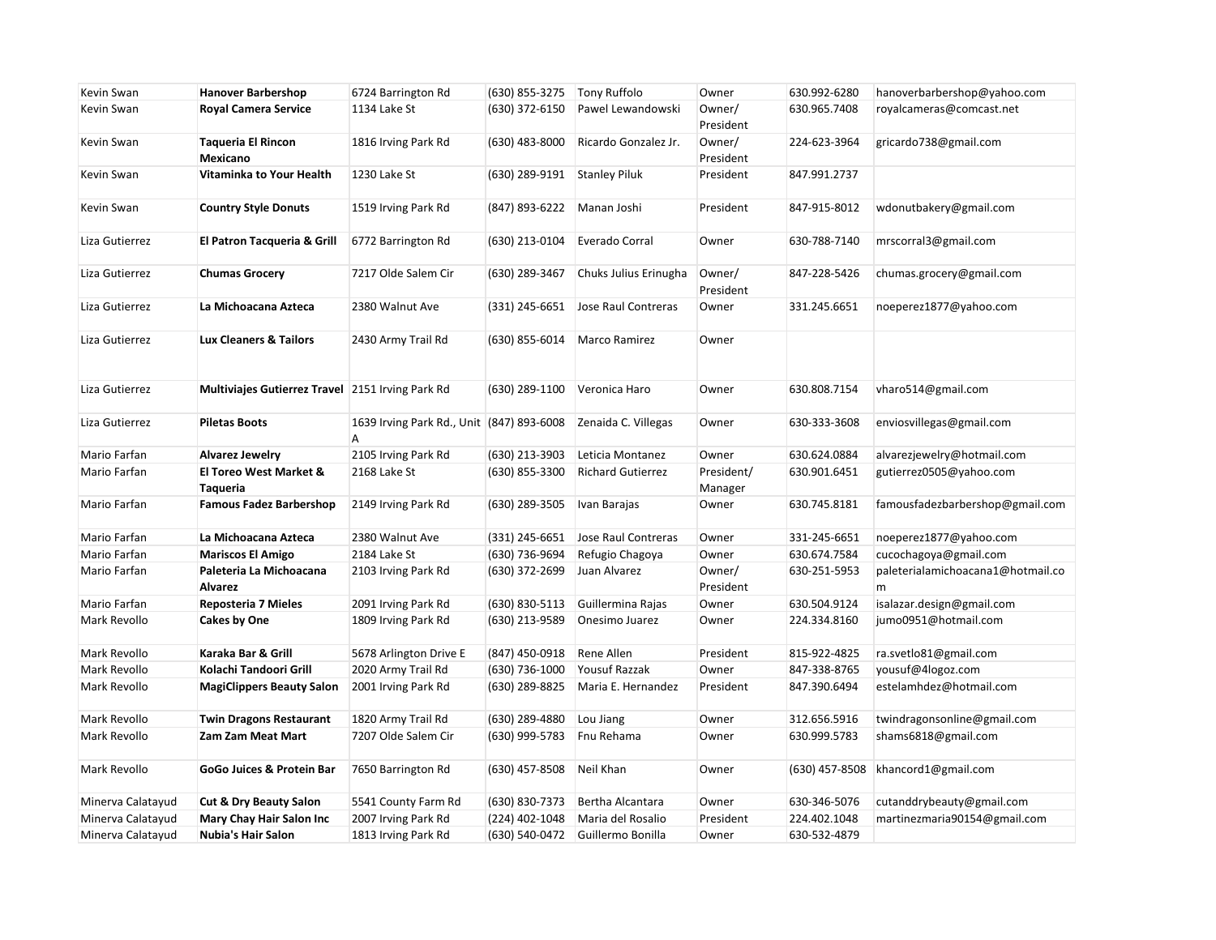| | | | | | | | |
|---|---|---|---|---|---|---|---|
| Kevin Swan | **Hanover Barbershop** | 6724 Barrington Rd | (630) 855-3275 | Tony Ruffolo | Owner | 630.992-6280 | hanoverbarbershop@yahoo.com |
| Kevin Swan | **Royal Camera Service** | 1134 Lake St | (630) 372-6150 | Pawel Lewandowski | Owner/ President | 630.965.7408 | royalcameras@comcast.net |
| Kevin Swan | **Taqueria El Rincon Mexicano** | 1816 Irving Park Rd | (630) 483-8000 | Ricardo Gonzalez Jr. | Owner/ President | 224-623-3964 | gricardo738@gmail.com |
| Kevin Swan | **Vitaminka to Your Health** | 1230 Lake St | (630) 289-9191 | Stanley Piluk | President | 847.991.2737 | |
| Kevin Swan | **Country Style Donuts** | 1519 Irving Park Rd | (847) 893-6222 | Manan Joshi | President | 847-915-8012 | wdonutbakery@gmail.com |
| Liza Gutierrez | **El Patron Tacqueria & Grill** | 6772 Barrington Rd | (630) 213-0104 | Everado Corral | Owner | 630-788-7140 | mrscorral3@gmail.com |
| Liza Gutierrez | **Chumas Grocery** | 7217 Olde Salem Cir | (630) 289-3467 | Chuks Julius Erinugha | Owner/ President | 847-228-5426 | chumas.grocery@gmail.com |
| Liza Gutierrez | **La Michoacana Azteca** | 2380 Walnut Ave | (331) 245-6651 | Jose Raul Contreras | Owner | 331.245.6651 | noeperez1877@yahoo.com |
| Liza Gutierrez | **Lux Cleaners & Tailors** | 2430 Army Trail Rd | (630) 855-6014 | Marco Ramirez | Owner | | |
| Liza Gutierrez | **Multiviajes Gutierrez Travel** | 2151 Irving Park Rd | (630) 289-1100 | Veronica Haro | Owner | 630.808.7154 | vharo514@gmail.com |
| Liza Gutierrez | **Piletas Boots** | 1639 Irving Park Rd., Unit A | (847) 893-6008 | Zenaida C. Villegas | Owner | 630-333-3608 | enviosvillegas@gmail.com |
| Mario Farfan | **Alvarez Jewelry** | 2105 Irving Park Rd | (630) 213-3903 | Leticia Montanez | Owner | 630.624.0884 | alvarezjewelry@hotmail.com |
| Mario Farfan | **El Toreo West Market & Taqueria** | 2168 Lake St | (630) 855-3300 | Richard Gutierrez | President/ Manager | 630.901.6451 | gutierrez0505@yahoo.com |
| Mario Farfan | **Famous Fadez Barbershop** | 2149 Irving Park Rd | (630) 289-3505 | Ivan Barajas | Owner | 630.745.8181 | famousfadezbarbershop@gmail.com |
| Mario Farfan | **La Michoacana Azteca** | 2380 Walnut Ave | (331) 245-6651 | Jose Raul Contreras | Owner | 331-245-6651 | noeperez1877@yahoo.com |
| Mario Farfan | **Mariscos El Amigo** | 2184 Lake St | (630) 736-9694 | Refugio Chagoya | Owner | 630.674.7584 | cucochagoya@gmail.com |
| Mario Farfan | **Paleteria La Michoacana Alvarez** | 2103 Irving Park Rd | (630) 372-2699 | Juan Alvarez | Owner/ President | 630-251-5953 | paleterialamichoacana1@hotmail.com |
| Mario Farfan | **Reposteria 7 Mieles** | 2091 Irving Park Rd | (630) 830-5113 | Guillermina Rajas | Owner | 630.504.9124 | isalazar.design@gmail.com |
| Mark Revollo | **Cakes by One** | 1809 Irving Park Rd | (630) 213-9589 | Onesimo Juarez | Owner | 224.334.8160 | jumo0951@hotmail.com |
| Mark Revollo | **Karaka Bar & Grill** | 5678 Arlington Drive E | (847) 450-0918 | Rene Allen | President | 815-922-4825 | ra.svetlo81@gmail.com |
| Mark Revollo | **Kolachi Tandoori Grill** | 2020 Army Trail Rd | (630) 736-1000 | Yousuf Razzak | Owner | 847-338-8765 | yousuf@4logoz.com |
| Mark Revollo | **MagiClippers Beauty Salon** | 2001 Irving Park Rd | (630) 289-8825 | Maria E. Hernandez | President | 847.390.6494 | estelamhdez@hotmail.com |
| Mark Revollo | **Twin Dragons Restaurant** | 1820 Army Trail Rd | (630) 289-4880 | Lou Jiang | Owner | 312.656.5916 | twindragonsonline@gmail.com |
| Mark Revollo | **Zam Zam Meat Mart** | 7207 Olde Salem Cir | (630) 999-5783 | Fnu Rehama | Owner | 630.999.5783 | shams6818@gmail.com |
| Mark Revollo | **GoGo Juices & Protein Bar** | 7650 Barrington Rd | (630) 457-8508 | Neil Khan | Owner | (630) 457-8508 | khancord1@gmail.com |
| Minerva Calatayud | **Cut & Dry Beauty Salon** | 5541 County Farm Rd | (630) 830-7373 | Bertha Alcantara | Owner | 630-346-5076 | cutanddrybeauty@gmail.com |
| Minerva Calatayud | **Mary Chay Hair Salon Inc** | 2007 Irving Park Rd | (224) 402-1048 | Maria del Rosalio | President | 224.402.1048 | martinezmaria90154@gmail.com |
| Minerva Calatayud | **Nubia's Hair Salon** | 1813 Irving Park Rd | (630) 540-0472 | Guillermo Bonilla | Owner | 630-532-4879 | |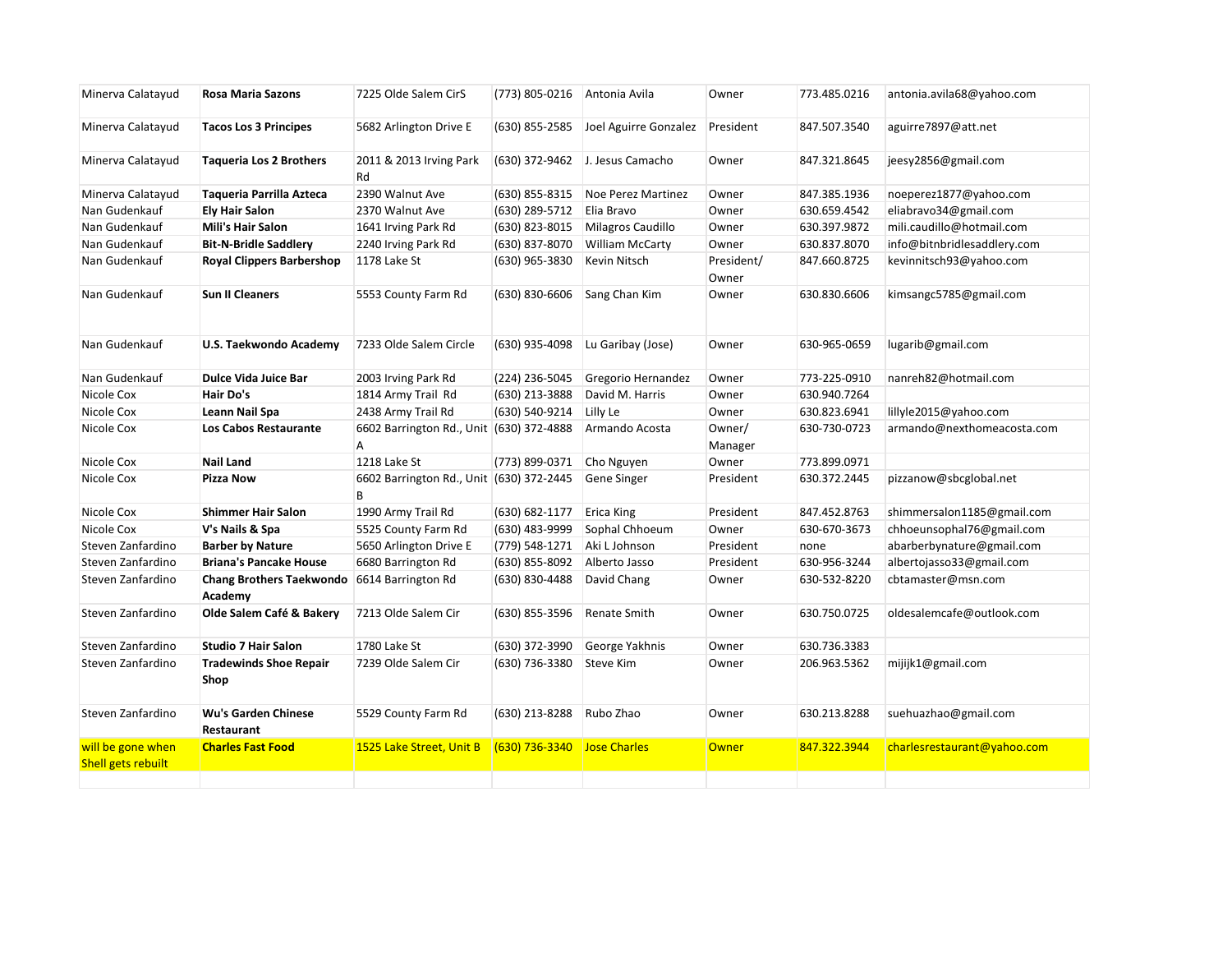| | | | | | | | |
|---|---|---|---|---|---|---|---|
| Minerva Calatayud | **Rosa Maria Sazons** | 7225 Olde Salem CirS | (773) 805-0216 | Antonia Avila | Owner | 773.485.0216 | antonia.avila68@yahoo.com |
| Minerva Calatayud | **Tacos Los 3 Principes** | 5682 Arlington Drive E | (630) 855-2585 | Joel Aguirre Gonzalez | President | 847.507.3540 | aguirre7897@att.net |
| Minerva Calatayud | **Taqueria Los 2 Brothers** | 2011 & 2013 Irving Park Rd | (630) 372-9462 | J. Jesus Camacho | Owner | 847.321.8645 | jeesy2856@gmail.com |
| Minerva Calatayud | **Taqueria Parrilla Azteca** | 2390 Walnut Ave | (630) 855-8315 | Noe Perez Martinez | Owner | 847.385.1936 | noeperez1877@yahoo.com |
| Nan Gudenkauf | **Ely Hair Salon** | 2370 Walnut Ave | (630) 289-5712 | Elia Bravo | Owner | 630.659.4542 | eliabravo34@gmail.com |
| Nan Gudenkauf | **Mili's Hair Salon** | 1641 Irving Park Rd | (630) 823-8015 | Milagros Caudillo | Owner | 630.397.9872 | mili.caudillo@hotmail.com |
| Nan Gudenkauf | **Bit-N-Bridle Saddlery** | 2240 Irving Park Rd | (630) 837-8070 | William McCarty | Owner | 630.837.8070 | info@bitnbridlesaddlery.com |
| Nan Gudenkauf | **Royal Clippers Barbershop** | 1178 Lake St | (630) 965-3830 | Kevin Nitsch | President/ Owner | 847.660.8725 | kevinnitsch93@yahoo.com |
| Nan Gudenkauf | **Sun II Cleaners** | 5553 County Farm Rd | (630) 830-6606 | Sang Chan Kim | Owner | 630.830.6606 | kimsangc5785@gmail.com |
| Nan Gudenkauf | **U.S. Taekwondo Academy** | 7233 Olde Salem Circle | (630) 935-4098 | Lu Garibay (Jose) | Owner | 630-965-0659 | lugarib@gmail.com |
| Nan Gudenkauf | **Dulce Vida Juice Bar** | 2003 Irving Park Rd | (224) 236-5045 | Gregorio Hernandez | Owner | 773-225-0910 | nanreh82@hotmail.com |
| Nicole Cox | **Hair Do's** | 1814 Army Trail Rd | (630) 213-3888 | David M. Harris | Owner | 630.940.7264 | |
| Nicole Cox | **Leann Nail Spa** | 2438 Army Trail Rd | (630) 540-9214 | Lilly Le | Owner | 630.823.6941 | lillyle2015@yahoo.com |
| Nicole Cox | **Los Cabos Restaurante** | 6602 Barrington Rd., Unit A | (630) 372-4888 | Armando Acosta | Owner/ Manager | 630-730-0723 | armando@nexthomeacosta.com |
| Nicole Cox | **Nail Land** | 1218 Lake St | (773) 899-0371 | Cho Nguyen | Owner | 773.899.0971 | |
| Nicole Cox | **Pizza Now** | 6602 Barrington Rd., Unit B | (630) 372-2445 | Gene Singer | President | 630.372.2445 | pizzanow@sbcglobal.net |
| Nicole Cox | **Shimmer Hair Salon** | 1990 Army Trail Rd | (630) 682-1177 | Erica King | President | 847.452.8763 | shimmersalon1185@gmail.com |
| Nicole Cox | **V's Nails & Spa** | 5525 County Farm Rd | (630) 483-9999 | Sophal Chhoeum | Owner | 630-670-3673 | chhoeunsophal76@gmail.com |
| Steven Zanfardino | **Barber by Nature** | 5650 Arlington Drive E | (779) 548-1271 | Aki L Johnson | President | none | abarberbynature@gmail.com |
| Steven Zanfardino | **Briana's Pancake House** | 6680 Barrington Rd | (630) 855-8092 | Alberto Jasso | President | 630-956-3244 | albertojasso33@gmail.com |
| Steven Zanfardino | **Chang Brothers Taekwondo Academy** | 6614 Barrington Rd | (630) 830-4488 | David Chang | Owner | 630-532-8220 | cbtamaster@msn.com |
| Steven Zanfardino | **Olde Salem Café & Bakery** | 7213 Olde Salem Cir | (630) 855-3596 | Renate Smith | Owner | 630.750.0725 | oldesalemcafe@outlook.com |
| Steven Zanfardino | **Studio 7 Hair Salon** | 1780 Lake St | (630) 372-3990 | George Yakhnis | Owner | 630.736.3383 | |
| Steven Zanfardino | **Tradewinds Shoe Repair Shop** | 7239 Olde Salem Cir | (630) 736-3380 | Steve Kim | Owner | 206.963.5362 | mijijk1@gmail.com |
| Steven Zanfardino | **Wu's Garden Chinese Restaurant** | 5529 County Farm Rd | (630) 213-8288 | Rubo Zhao | Owner | 630.213.8288 | suehuazhao@gmail.com |
| will be gone when Shell gets rebuilt | **Charles Fast Food** | 1525 Lake Street, Unit B | (630) 736-3340 | Jose Charles | Owner | 847.322.3944 | charlesrestaurant@yahoo.com |
| | | | | | | | |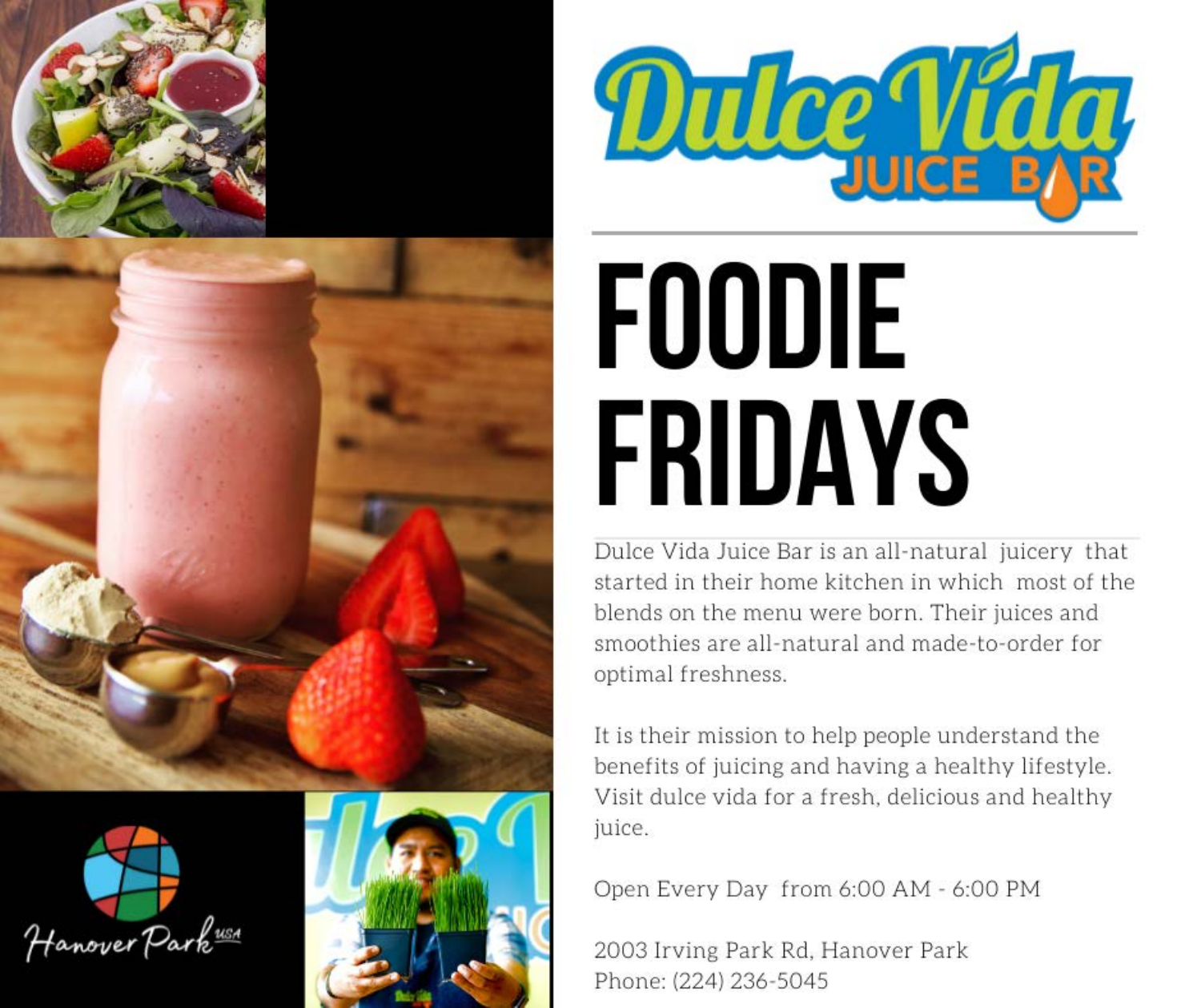# Dulce Vida JUICE BAR

# FOODIE FRIDAYS

Dulce Vida Juice Bar is an all-natural juicery that started in their home kitchen in which most of the blends on the menu were born. Their juices and smoothies are all-natural and made-to-order for optimal freshness.

It is their mission to help people understand the benefits of juicing and having a healthy lifestyle. Visit dulce vida for a fresh, delicious and healthy juice.

Open Every Day from 6:00 AM - 6:00 PM

2003 Irving Park Rd, Hanover Park
Phone: (224) 236-5045

Hanover Park USA